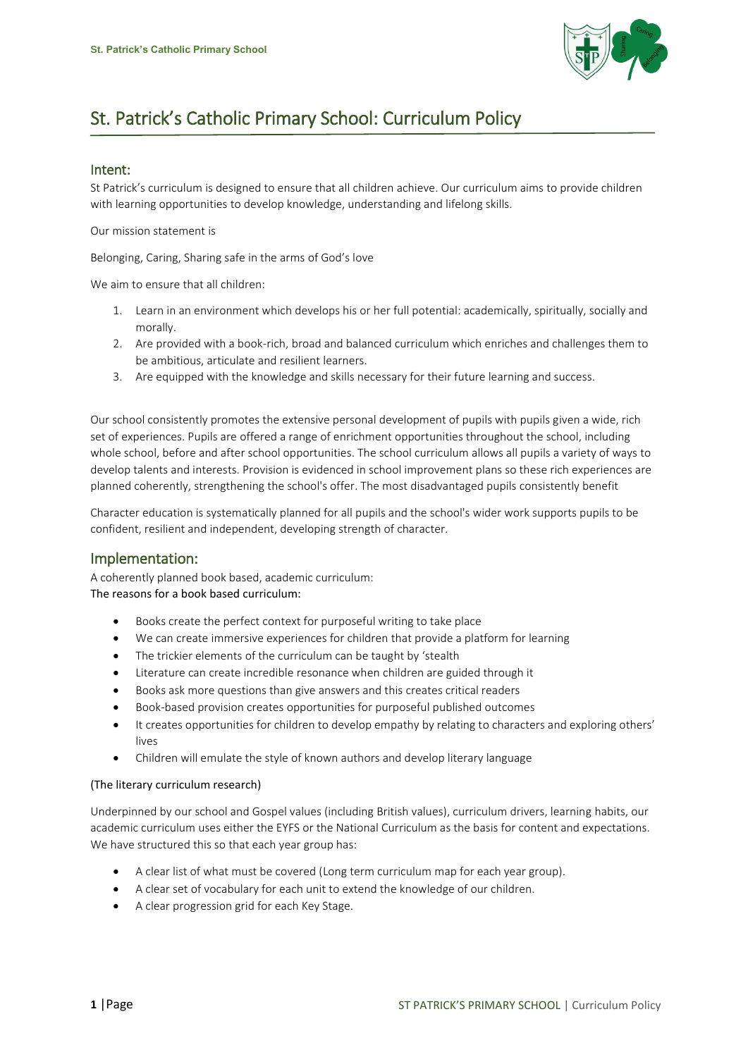# St. Patrick's Catholic Primary School: Curriculum Policy

## Intent:

St Patrick's curriculum is designed to ensure that all children achieve. Our curriculum aims to provide children with learning opportunities to develop knowledge, understanding and lifelong skills.

Our mission statement is

Belonging, Caring, Sharing safe in the arms of God's love

We aim to ensure that all children:

1. Learn in an environment which develops his or her full potential: academically, spiritually, socially and morally.
2. Are provided with a book-rich, broad and balanced curriculum which enriches and challenges them to be ambitious, articulate and resilient learners.
3. Are equipped with the knowledge and skills necessary for their future learning and success.

Our school consistently promotes the extensive personal development of pupils with pupils given a wide, rich set of experiences. Pupils are offered a range of enrichment opportunities throughout the school, including whole school, before and after school opportunities. The school curriculum allows all pupils a variety of ways to develop talents and interests. Provision is evidenced in school improvement plans so these rich experiences are planned coherently, strengthening the school's offer. The most disadvantaged pupils consistently benefit

Character education is systematically planned for all pupils and the school's wider work supports pupils to be confident, resilient and independent, developing strength of character.

## Implementation:

A coherently planned book based, academic curriculum:
The reasons for a book based curriculum:

- Books create the perfect context for purposeful writing to take place
- We can create immersive experiences for children that provide a platform for learning
- The trickier elements of the curriculum can be taught by 'stealth
- Literature can create incredible resonance when children are guided through it
- Books ask more questions than give answers and this creates critical readers
- Book-based provision creates opportunities for purposeful published outcomes
- It creates opportunities for children to develop empathy by relating to characters and exploring others' lives
- Children will emulate the style of known authors and develop literary language

(The literary curriculum research)

Underpinned by our school and Gospel values (including British values), curriculum drivers, learning habits, our academic curriculum uses either the EYFS or the National Curriculum as the basis for content and expectations. We have structured this so that each year group has:

- A clear list of what must be covered (Long term curriculum map for each year group).
- A clear set of vocabulary for each unit to extend the knowledge of our children.
- A clear progression grid for each Key Stage.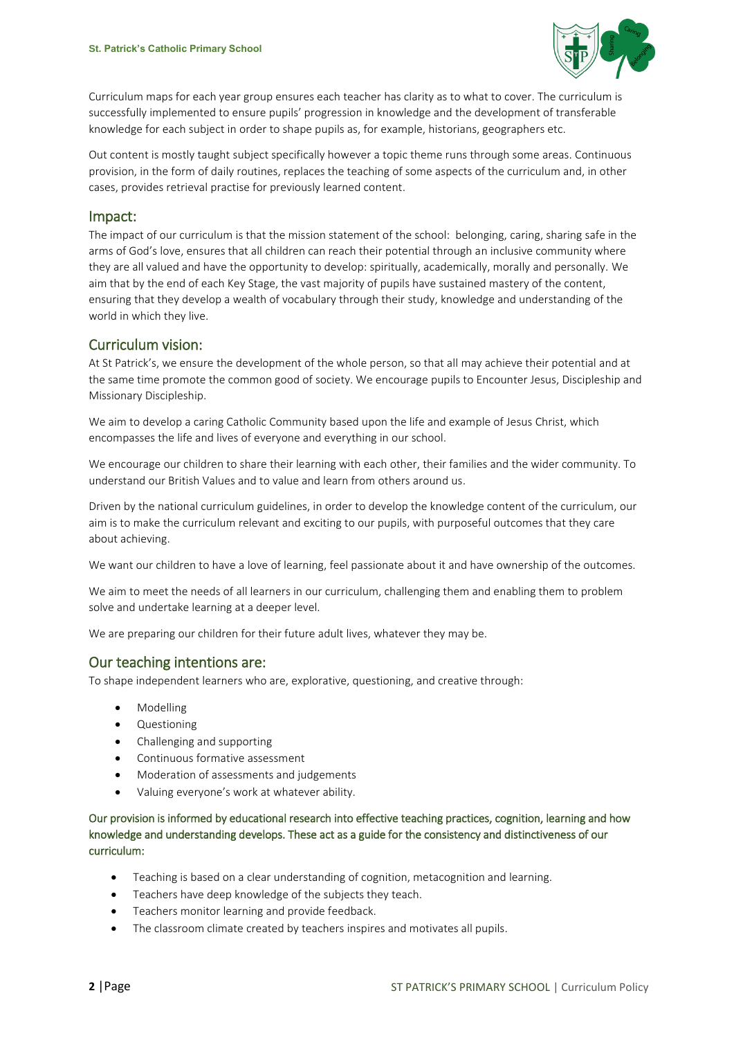Curriculum maps for each year group ensures each teacher has clarity as to what to cover. The curriculum is successfully implemented to ensure pupils' progression in knowledge and the development of transferable knowledge for each subject in order to shape pupils as, for example, historians, geographers etc.

Out content is mostly taught subject specifically however a topic theme runs through some areas. Continuous provision, in the form of daily routines, replaces the teaching of some aspects of the curriculum and, in other cases, provides retrieval practise for previously learned content.

## Impact:

The impact of our curriculum is that the mission statement of the school: belonging, caring, sharing safe in the arms of God's love, ensures that all children can reach their potential through an inclusive community where they are all valued and have the opportunity to develop: spiritually, academically, morally and personally. We aim that by the end of each Key Stage, the vast majority of pupils have sustained mastery of the content, ensuring that they develop a wealth of vocabulary through their study, knowledge and understanding of the world in which they live.

## Curriculum vision:

At St Patrick's, we ensure the development of the whole person, so that all may achieve their potential and at the same time promote the common good of society. We encourage pupils to Encounter Jesus, Discipleship and Missionary Discipleship.

We aim to develop a caring Catholic Community based upon the life and example of Jesus Christ, which encompasses the life and lives of everyone and everything in our school.

We encourage our children to share their learning with each other, their families and the wider community. To understand our British Values and to value and learn from others around us.

Driven by the national curriculum guidelines, in order to develop the knowledge content of the curriculum, our aim is to make the curriculum relevant and exciting to our pupils, with purposeful outcomes that they care about achieving.

We want our children to have a love of learning, feel passionate about it and have ownership of the outcomes.

We aim to meet the needs of all learners in our curriculum, challenging them and enabling them to problem solve and undertake learning at a deeper level.

We are preparing our children for their future adult lives, whatever they may be.

## Our teaching intentions are:

To shape independent learners who are, explorative, questioning, and creative through:

- Modelling
- Questioning
- Challenging and supporting
- Continuous formative assessment
- Moderation of assessments and judgements
- Valuing everyone's work at whatever ability.

Our provision is informed by educational research into effective teaching practices, cognition, learning and how knowledge and understanding develops. These act as a guide for the consistency and distinctiveness of our curriculum:

- Teaching is based on a clear understanding of cognition, metacognition and learning.
- Teachers have deep knowledge of the subjects they teach.
- Teachers monitor learning and provide feedback.
- The classroom climate created by teachers inspires and motivates all pupils.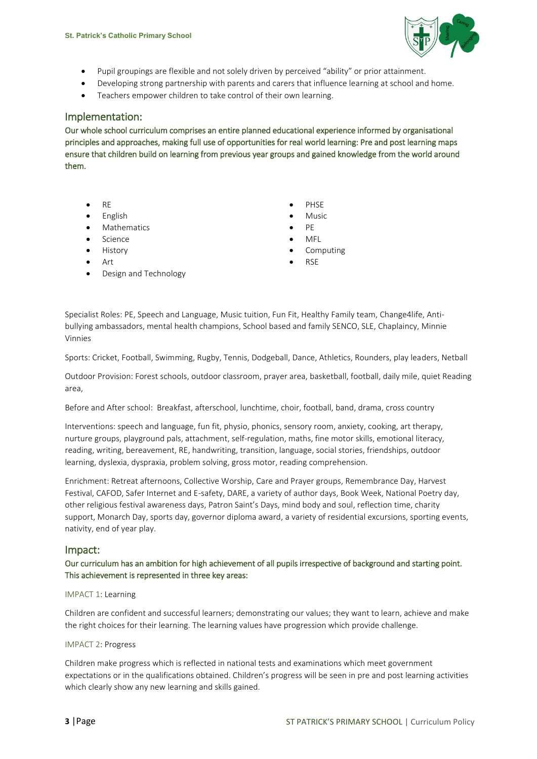- Pupil groupings are flexible and not solely driven by perceived "ability" or prior attainment.
- Developing strong partnership with parents and carers that influence learning at school and home.
- Teachers empower children to take control of their own learning.

## Implementation:

**Our whole school curriculum comprises an entire planned educational experience informed by organisational principles and approaches, making full use of opportunities for real world learning: Pre and post learning maps ensure that children build on learning from previous year groups and gained knowledge from the world around them.**

- RE
- English
- Mathematics
- Science
- History
- Art
- Design and Technology
- PHSE
- Music
- PE
- MFL
- Computing
- RSE

Specialist Roles: PE, Speech and Language, Music tuition, Fun Fit, Healthy Family team, Change4life, Anti-bullying ambassadors, mental health champions, School based and family SENCO, SLE, Chaplaincy, Minnie Vinnies

Sports: Cricket, Football, Swimming, Rugby, Tennis, Dodgeball, Dance, Athletics, Rounders, play leaders, Netball

Outdoor Provision: Forest schools, outdoor classroom, prayer area, basketball, football, daily mile, quiet Reading area,

Before and After school: Breakfast, afterschool, lunchtime, choir, football, band, drama, cross country

Interventions: speech and language, fun fit, physio, phonics, sensory room, anxiety, cooking, art therapy, nurture groups, playground pals, attachment, self-regulation, maths, fine motor skills, emotional literacy, reading, writing, bereavement, RE, handwriting, transition, language, social stories, friendships, outdoor learning, dyslexia, dyspraxia, problem solving, gross motor, reading comprehension.

Enrichment: Retreat afternoons, Collective Worship, Care and Prayer groups, Remembrance Day, Harvest Festival, CAFOD, Safer Internet and E-safety, DARE, a variety of author days, Book Week, National Poetry day, other religious festival awareness days, Patron Saint's Days, mind body and soul, reflection time, charity support, Monarch Day, sports day, governor diploma award, a variety of residential excursions, sporting events, nativity, end of year play.

## Impact:

**Our curriculum has an ambition for high achievement of all pupils irrespective of background and starting point. This achievement is represented in three key areas:**

IMPACT 1: Learning

Children are confident and successful learners; demonstrating our values; they want to learn, achieve and make the right choices for their learning. The learning values have progression which provide challenge.

IMPACT 2: Progress

Children make progress which is reflected in national tests and examinations which meet government expectations or in the qualifications obtained. Children's progress will be seen in pre and post learning activities which clearly show any new learning and skills gained.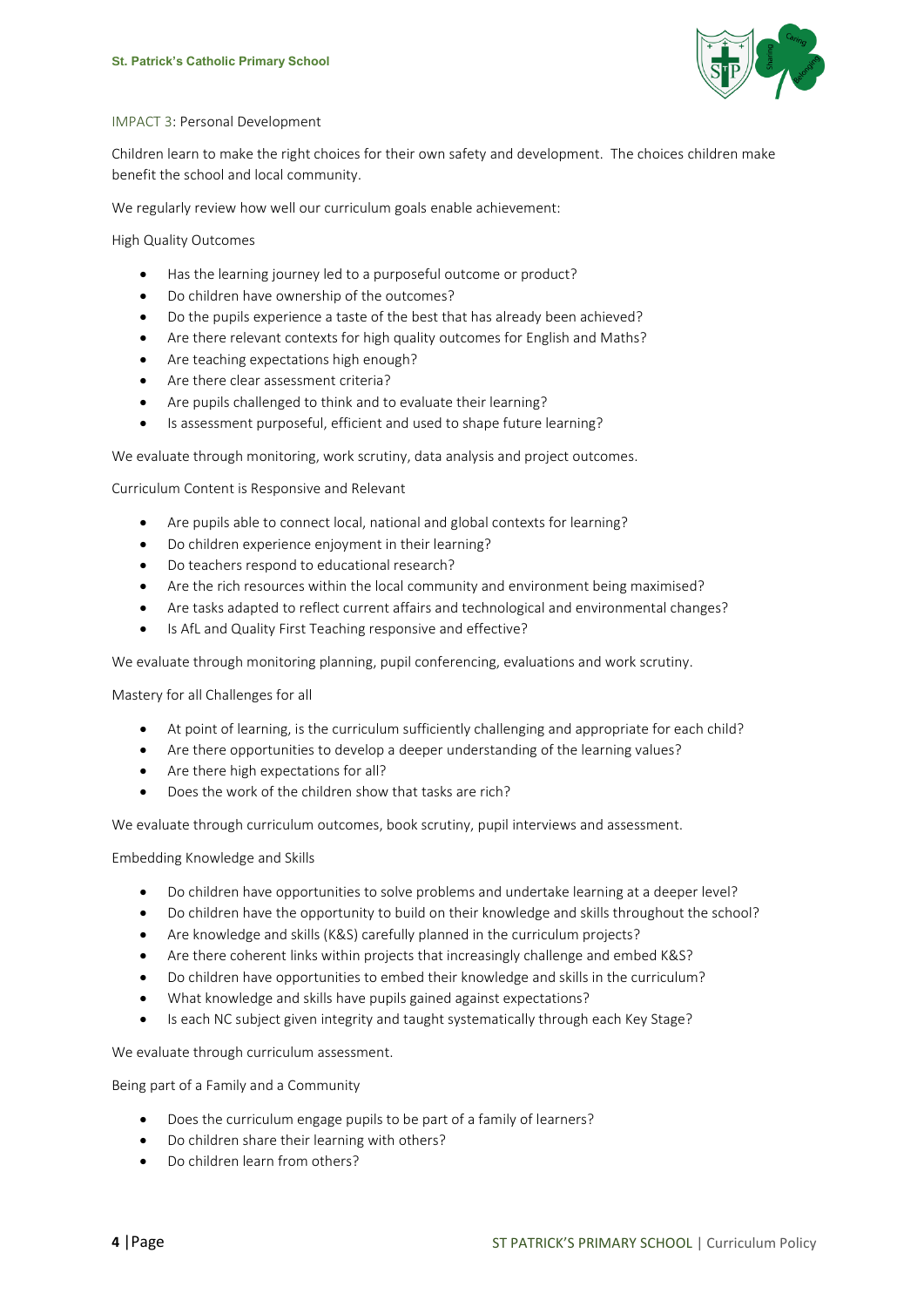## IMPACT 3: Personal Development

Children learn to make the right choices for their own safety and development. The choices children make benefit the school and local community.

We regularly review how well our curriculum goals enable achievement:

High Quality Outcomes

- Has the learning journey led to a purposeful outcome or product?
- Do children have ownership of the outcomes?
- Do the pupils experience a taste of the best that has already been achieved?
- Are there relevant contexts for high quality outcomes for English and Maths?
- Are teaching expectations high enough?
- Are there clear assessment criteria?
- Are pupils challenged to think and to evaluate their learning?
- Is assessment purposeful, efficient and used to shape future learning?

We evaluate through monitoring, work scrutiny, data analysis and project outcomes.

Curriculum Content is Responsive and Relevant

- Are pupils able to connect local, national and global contexts for learning?
- Do children experience enjoyment in their learning?
- Do teachers respond to educational research?
- Are the rich resources within the local community and environment being maximised?
- Are tasks adapted to reflect current affairs and technological and environmental changes?
- Is AfL and Quality First Teaching responsive and effective?

We evaluate through monitoring planning, pupil conferencing, evaluations and work scrutiny.

Mastery for all Challenges for all

- At point of learning, is the curriculum sufficiently challenging and appropriate for each child?
- Are there opportunities to develop a deeper understanding of the learning values?
- Are there high expectations for all?
- Does the work of the children show that tasks are rich?

We evaluate through curriculum outcomes, book scrutiny, pupil interviews and assessment.

Embedding Knowledge and Skills

- Do children have opportunities to solve problems and undertake learning at a deeper level?
- Do children have the opportunity to build on their knowledge and skills throughout the school?
- Are knowledge and skills (K&S) carefully planned in the curriculum projects?
- Are there coherent links within projects that increasingly challenge and embed K&S?
- Do children have opportunities to embed their knowledge and skills in the curriculum?
- What knowledge and skills have pupils gained against expectations?
- Is each NC subject given integrity and taught systematically through each Key Stage?

We evaluate through curriculum assessment.

Being part of a Family and a Community

- Does the curriculum engage pupils to be part of a family of learners?
- Do children share their learning with others?
- Do children learn from others?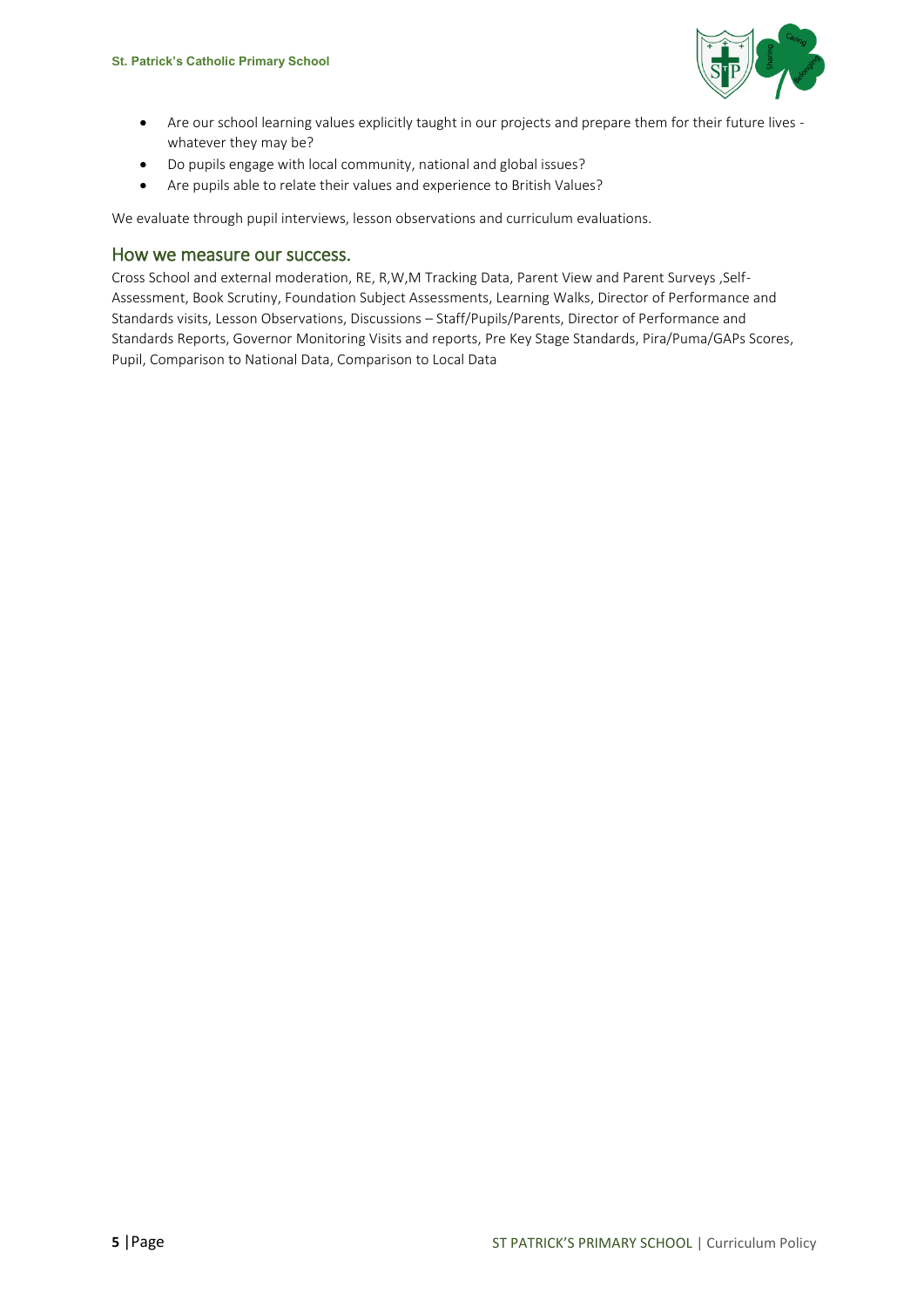- Are our school learning values explicitly taught in our projects and prepare them for their future lives - whatever they may be?
- Do pupils engage with local community, national and global issues?
- Are pupils able to relate their values and experience to British Values?

We evaluate through pupil interviews, lesson observations and curriculum evaluations.

## How we measure our success.

Cross School and external moderation, RE, R,W,M Tracking Data, Parent View and Parent Surveys ,Self-Assessment, Book Scrutiny, Foundation Subject Assessments, Learning Walks, Director of Performance and Standards visits, Lesson Observations, Discussions – Staff/Pupils/Parents, Director of Performance and Standards Reports, Governor Monitoring Visits and reports, Pre Key Stage Standards, Pira/Puma/GAPs Scores, Pupil, Comparison to National Data, Comparison to Local Data